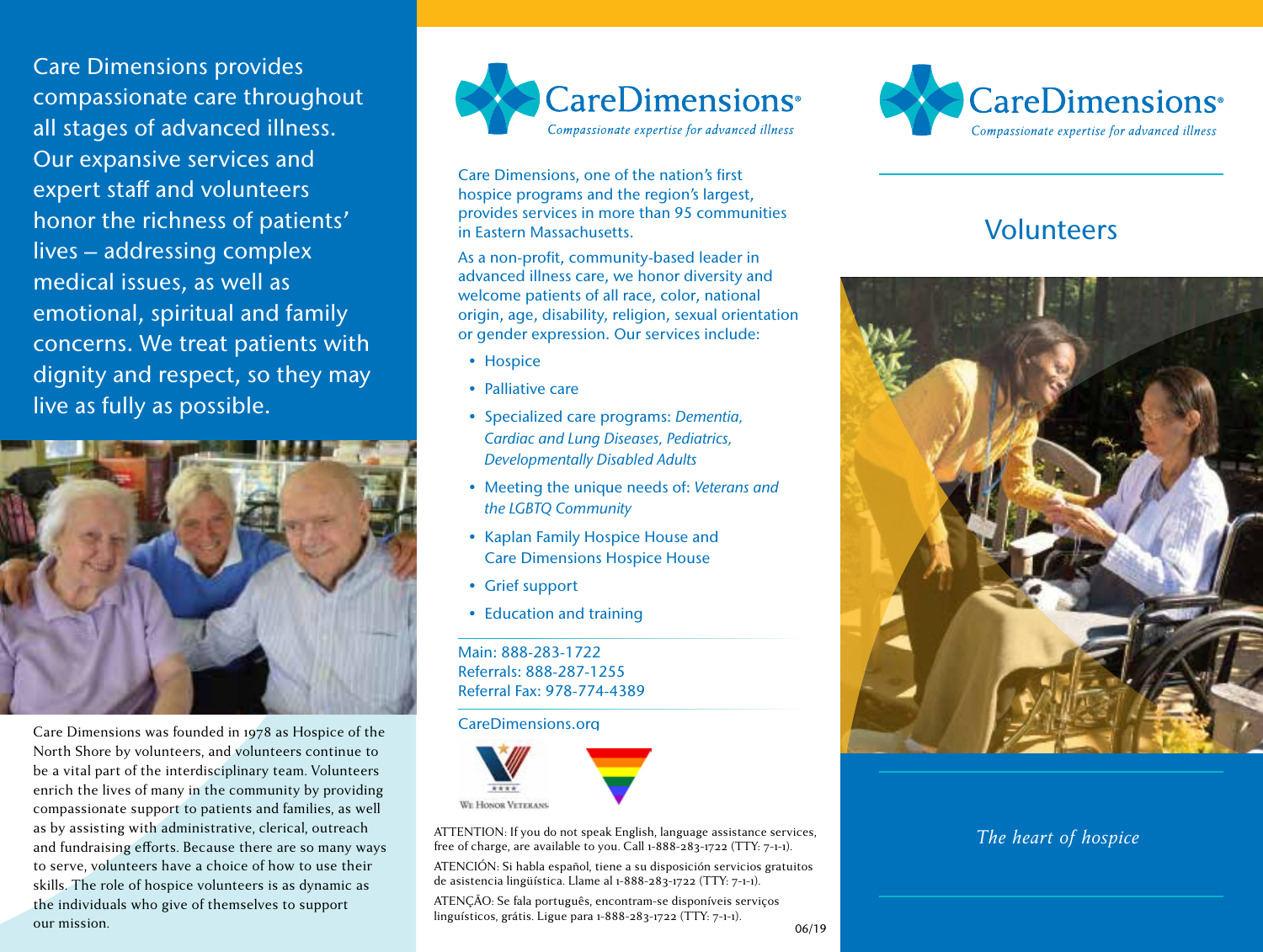Care Dimensions provides compassionate care throughout all stages of advanced illness. Our expansive services and expert staff and volunteers honor the richness of patients' lives – addressing complex medical issues, as well as emotional, spiritual and family concerns. We treat patients with dignity and respect, so they may live as fully as possible.

Care Dimensions was founded in 1978 as Hospice of the North Shore by volunteers, and volunteers continue to be a vital part of the interdisciplinary team. Volunteers enrich the lives of many in the community by providing compassionate support to patients and families, as well as by assisting with administrative, clerical, outreach and fundraising efforts. Because there are so many ways to serve, volunteers have a choice of how to use their skills. The role of hospice volunteers is as dynamic as the individuals who give of themselves to support our mission.

# CareDimensions®

*Compassionate expertise for advanced illness*

Care Dimensions, one of the nation's first hospice programs and the region's largest, provides services in more than 95 communities in Eastern Massachusetts.

As a non-profit, community-based leader in advanced illness care, we honor diversity and welcome patients of all race, color, national origin, age, disability, religion, sexual orientation or gender expression. Our services include:

- Hospice
- Palliative care
- Specialized care programs: *Dementia, Cardiac and Lung Diseases, Pediatrics, Developmentally Disabled Adults*
- Meeting the unique needs of: *Veterans and the LGBTQ Community*
- Kaplan Family Hospice House and Care Dimensions Hospice House
- Grief support
- Education and training

Main: 888-283-1722
Referrals: 888-287-1255
Referral Fax: 978-774-4389

CareDimensions.org

We Honor Veterans

ATTENTION: If you do not speak English, language assistance services, free of charge, are available to you. Call 1-888-283-1722 (TTY: 7-1-1).

ATENCIÓN: Si habla español, tiene a su disposición servicios gratuitos de asistencia lingüística. Llame al 1-888-283-1722 (TTY: 7-1-1).

ATENÇÃO: Se fala português, encontram-se disponíveis serviços linguísticos, grátis. Ligue para 1-888-283-1722 (TTY: 7-1-1).

06/19

# CareDimensions®

*Compassionate expertise for advanced illness*

## Volunteers

*The heart of hospice*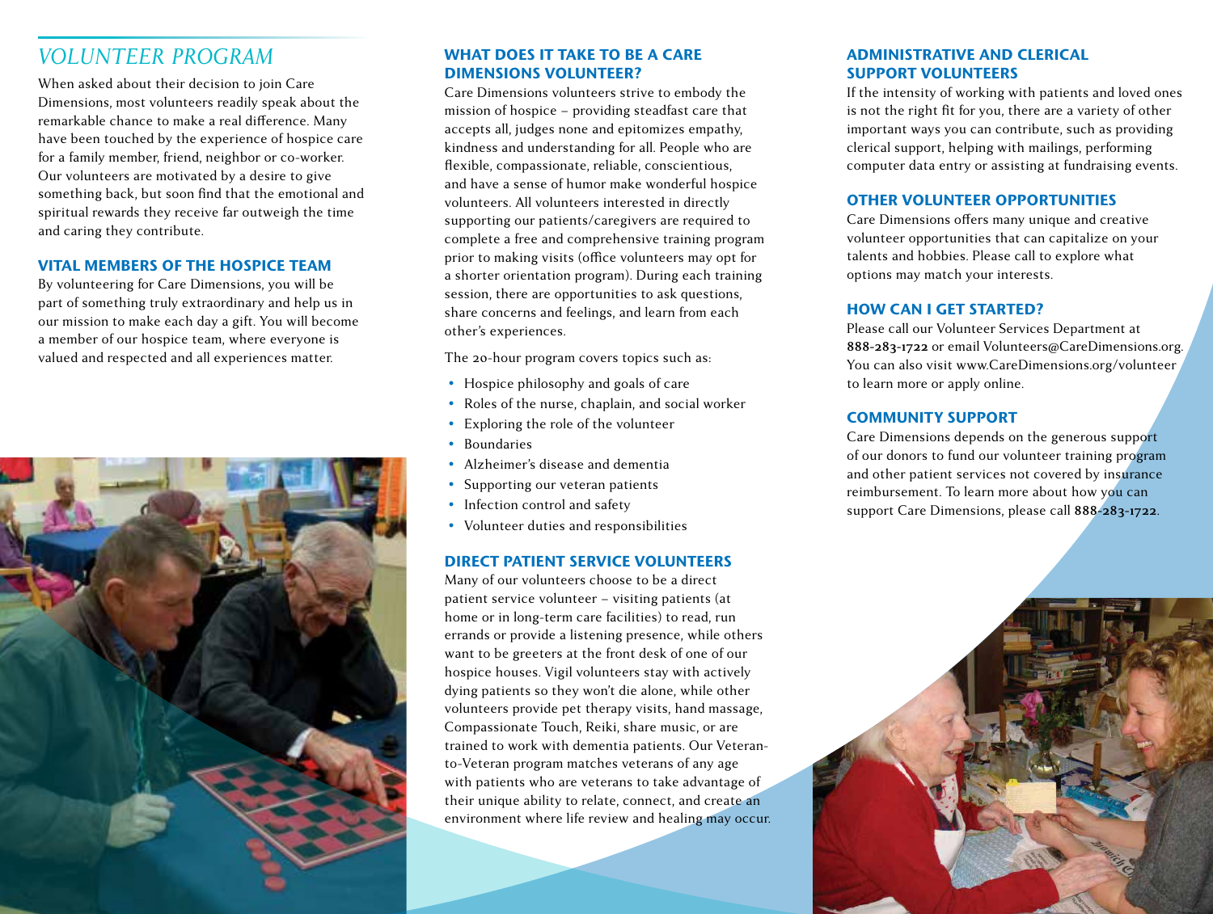# VOLUNTEER PROGRAM

When asked about their decision to join Care Dimensions, most volunteers readily speak about the remarkable chance to make a real difference. Many have been touched by the experience of hospice care for a family member, friend, neighbor or co-worker. Our volunteers are motivated by a desire to give something back, but soon find that the emotional and spiritual rewards they receive far outweigh the time and caring they contribute.

## VITAL MEMBERS OF THE HOSPICE TEAM

By volunteering for Care Dimensions, you will be part of something truly extraordinary and help us in our mission to make each day a gift. You will become a member of our hospice team, where everyone is valued and respected and all experiences matter.

## WHAT DOES IT TAKE TO BE A CARE DIMENSIONS VOLUNTEER?

Care Dimensions volunteers strive to embody the mission of hospice – providing steadfast care that accepts all, judges none and epitomizes empathy, kindness and understanding for all. People who are flexible, compassionate, reliable, conscientious, and have a sense of humor make wonderful hospice volunteers. All volunteers interested in directly supporting our patients/caregivers are required to complete a free and comprehensive training program prior to making visits (office volunteers may opt for a shorter orientation program). During each training session, there are opportunities to ask questions, share concerns and feelings, and learn from each other's experiences.

The 20-hour program covers topics such as:

- Hospice philosophy and goals of care
- Roles of the nurse, chaplain, and social worker
- Exploring the role of the volunteer
- Boundaries
- Alzheimer's disease and dementia
- Supporting our veteran patients
- Infection control and safety
- Volunteer duties and responsibilities

## DIRECT PATIENT SERVICE VOLUNTEERS

Many of our volunteers choose to be a direct patient service volunteer – visiting patients (at home or in long-term care facilities) to read, run errands or provide a listening presence, while others want to be greeters at the front desk of one of our hospice houses. Vigil volunteers stay with actively dying patients so they won't die alone, while other volunteers provide pet therapy visits, hand massage, Compassionate Touch, Reiki, share music, or are trained to work with dementia patients. Our Veteran-to-Veteran program matches veterans of any age with patients who are veterans to take advantage of their unique ability to relate, connect, and create an environment where life review and healing may occur.

## ADMINISTRATIVE AND CLERICAL SUPPORT VOLUNTEERS

If the intensity of working with patients and loved ones is not the right fit for you, there are a variety of other important ways you can contribute, such as providing clerical support, helping with mailings, performing computer data entry or assisting at fundraising events.

## OTHER VOLUNTEER OPPORTUNITIES

Care Dimensions offers many unique and creative volunteer opportunities that can capitalize on your talents and hobbies. Please call to explore what options may match your interests.

## HOW CAN I GET STARTED?

Please call our Volunteer Services Department at **888-283-1722** or email Volunteers@CareDimensions.org. You can also visit www.CareDimensions.org/volunteer to learn more or apply online.

## COMMUNITY SUPPORT

Care Dimensions depends on the generous support of our donors to fund our volunteer training program and other patient services not covered by insurance reimbursement. To learn more about how you can support Care Dimensions, please call **888-283-1722**.